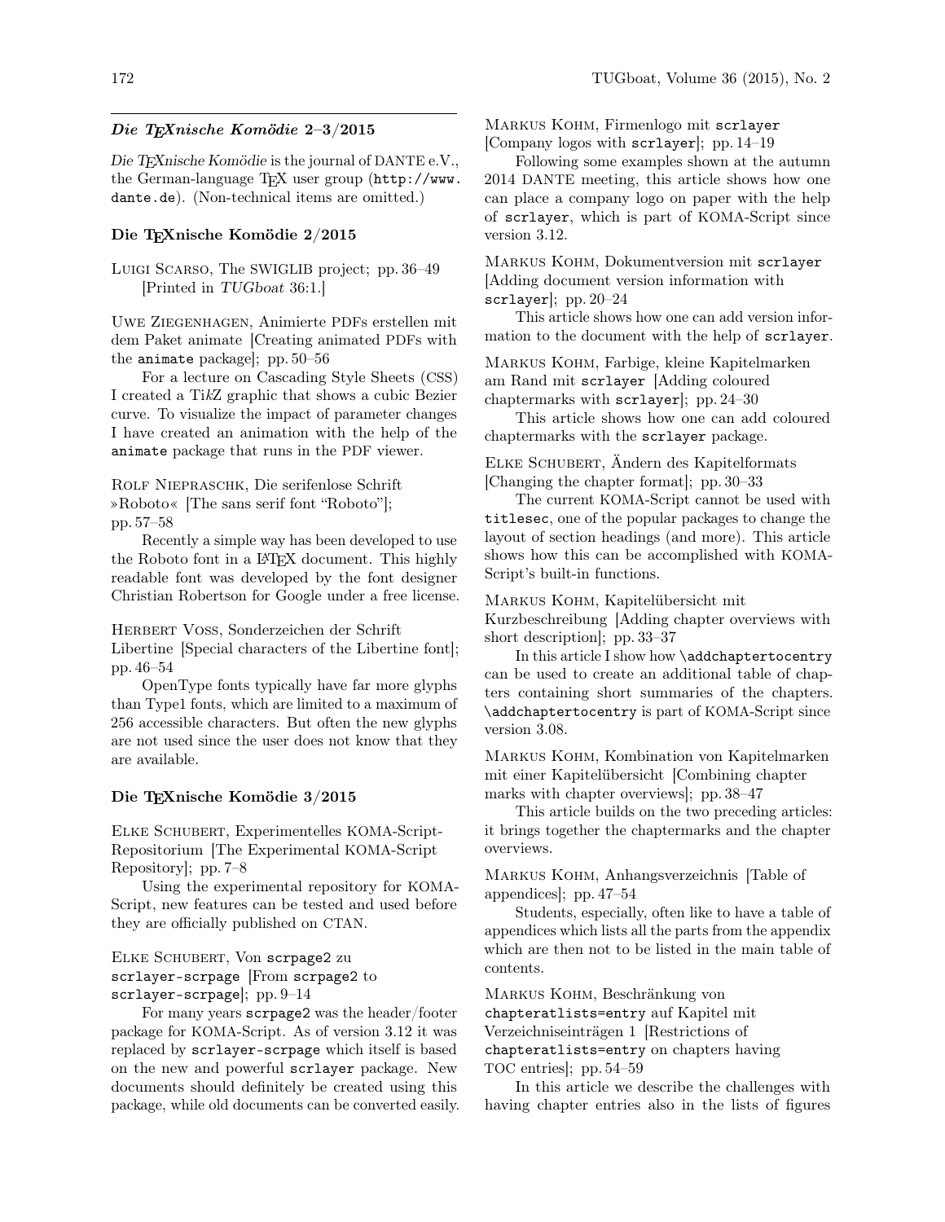### *Die TEXnische Komödie* 2–3/2015

*Die TEXnische Komödie* is the journal of DANTE e.V., the German-language TEX user group (http://www.dante.de). (Non-technical items are omitted.)

#### Die TEXnische Komödie 2/2015

Luigi Scarso, The SWIGLIB project; pp. 36–49 [Printed in *TUGboat* 36:1.]

Uwe Ziegenhagen, Animierte PDFs erstellen mit dem Paket animate [Creating animated PDFs with the `animate` package]; pp. 50–56

For a lecture on Cascading Style Sheets (CSS) I created a Ti*k*Z graphic that shows a cubic Bezier curve. To visualize the impact of parameter changes I have created an animation with the help of the `animate` package that runs in the PDF viewer.

Rolf Niepraschk, Die serifenlose Schrift »Roboto« [The sans serif font "Roboto"]; pp. 57–58

Recently a simple way has been developed to use the Roboto font in a LATEX document. This highly readable font was developed by the font designer Christian Robertson for Google under a free license.

Herbert Voss, Sonderzeichen der Schrift Libertine [Special characters of the Libertine font]; pp. 46–54

OpenType fonts typically have far more glyphs than Type1 fonts, which are limited to a maximum of 256 accessible characters. But often the new glyphs are not used since the user does not know that they are available.

#### Die TEXnische Komödie 3/2015

Elke Schubert, Experimentelles KOMA-Script-Repositorium [The Experimental KOMA-Script Repository]; pp. 7–8

Using the experimental repository for KOMA-Script, new features can be tested and used before they are officially published on CTAN.

Elke Schubert, Von `scrpage2` zu `scrlayer-scrpage` [From `scrpage2` to `scrlayer-scrpage`]; pp. 9–14

For many years `scrpage2` was the header/footer package for KOMA-Script. As of version 3.12 it was replaced by `scrlayer-scrpage` which itself is based on the new and powerful `scrlayer` package. New documents should definitely be created using this package, while old documents can be converted easily.

Markus Kohm, Firmenlogo mit `scrlayer` [Company logos with `scrlayer`]; pp. 14–19

Following some examples shown at the autumn 2014 DANTE meeting, this article shows how one can place a company logo on paper with the help of `scrlayer`, which is part of KOMA-Script since version 3.12.

Markus Kohm, Dokumentversion mit `scrlayer` [Adding document version information with `scrlayer`]; pp. 20–24

This article shows how one can add version information to the document with the help of `scrlayer`.

Markus Kohm, Farbige, kleine Kapitelmarken am Rand mit `scrlayer` [Adding coloured chaptermarks with `scrlayer`]; pp. 24–30

This article shows how one can add coloured chaptermarks with the `scrlayer` package.

Elke Schubert, Ändern des Kapitelformats [Changing the chapter format]; pp. 30–33

The current KOMA-Script cannot be used with `titlesec`, one of the popular packages to change the layout of section headings (and more). This article shows how this can be accomplished with KOMA-Script's built-in functions.

Markus Kohm, Kapitelübersicht mit Kurzbeschreibung [Adding chapter overviews with short description]; pp. 33–37

In this article I show how `\addchaptertocentry` can be used to create an additional table of chapters containing short summaries of the chapters. `\addchaptertocentry` is part of KOMA-Script since version 3.08.

Markus Kohm, Kombination von Kapitelmarken mit einer Kapitelübersicht [Combining chapter marks with chapter overviews]; pp. 38–47

This article builds on the two preceding articles: it brings together the chaptermarks and the chapter overviews.

Markus Kohm, Anhangsverzeichnis [Table of appendices]; pp. 47–54

Students, especially, often like to have a table of appendices which lists all the parts from the appendix which are then not to be listed in the main table of contents.

Markus Kohm, Beschränkung von `chapteratlists=entry` auf Kapitel mit Verzeichniseinträgen 1 [Restrictions of `chapteratlists=entry` on chapters having TOC entries]; pp. 54–59

In this article we describe the challenges with having chapter entries also in the lists of figures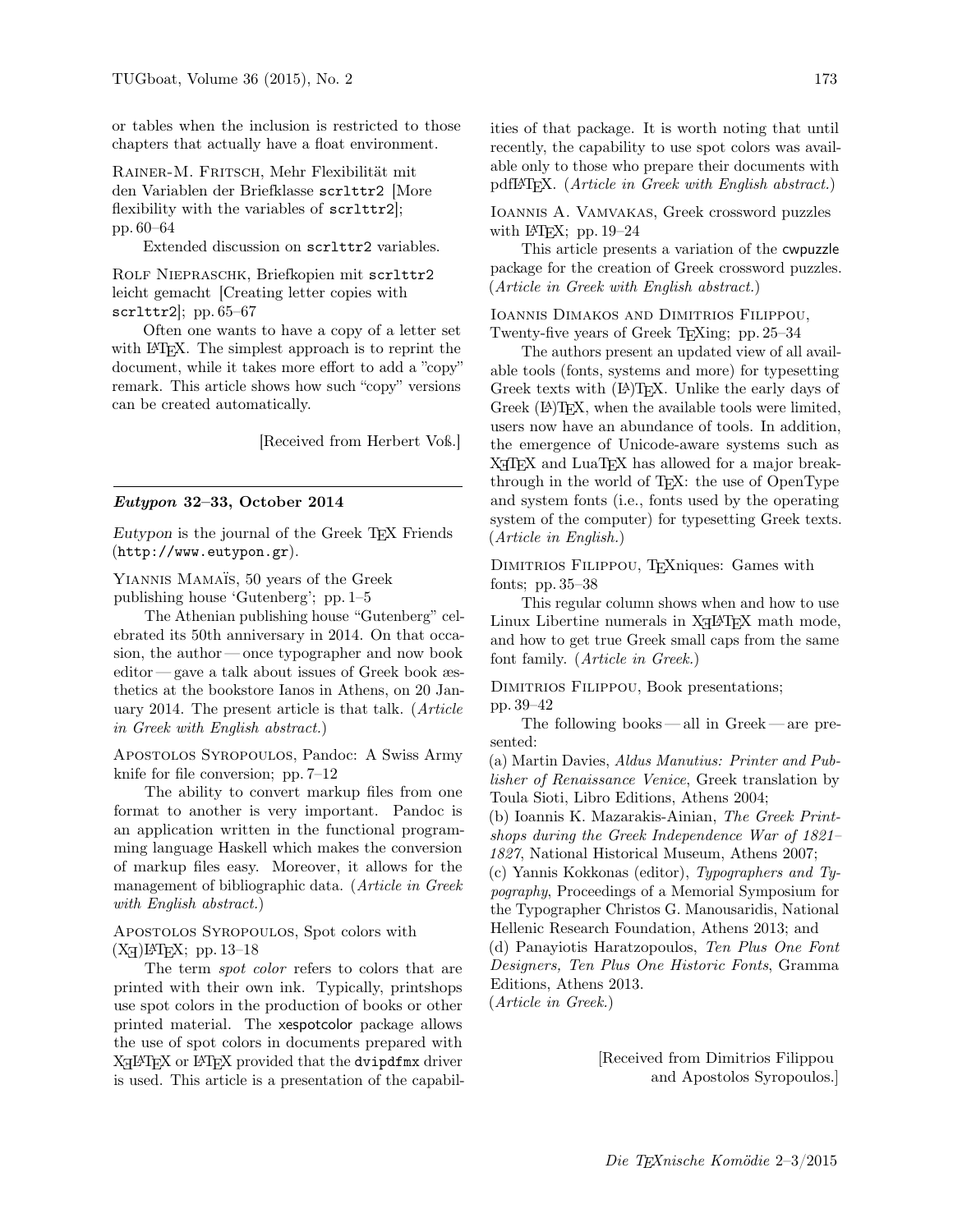or tables when the inclusion is restricted to those chapters that actually have a float environment.

Rainer-M. Fritsch, Mehr Flexibilität mit den Variablen der Briefklasse `scrlttr2` [More flexibility with the variables of `scrlttr2`]; pp. 60–64

Extended discussion on `scrlttr2` variables.

Rolf Niepraschk, Briefkopien mit `scrlttr2` leicht gemacht [Creating letter copies with `scrlttr2`]; pp. 65–67

Often one wants to have a copy of a letter set with LaTeX. The simplest approach is to reprint the document, while it takes more effort to add a "copy" remark. This article shows how such "copy" versions can be created automatically.

[Received from Herbert Voß.]

---

### *Eutypon* 32–33, October 2014

*Eutypon* is the journal of the Greek TeX Friends (`http://www.eutypon.gr`).

Yiannis Mamaïs, 50 years of the Greek publishing house 'Gutenberg'; pp. 1–5

The Athenian publishing house "Gutenberg" celebrated its 50th anniversary in 2014. On that occasion, the author — once typographer and now book editor — gave a talk about issues of Greek book æsthetics at the bookstore Ianos in Athens, on 20 January 2014. The present article is that talk. (*Article in Greek with English abstract.*)

Apostolos Syropoulos, Pandoc: A Swiss Army knife for file conversion; pp. 7–12

The ability to convert markup files from one format to another is very important. Pandoc is an application written in the functional programming language Haskell which makes the conversion of markup files easy. Moreover, it allows for the management of bibliographic data. (*Article in Greek with English abstract.*)

Apostolos Syropoulos, Spot colors with (XƎ)LaTeX; pp. 13–18

The term *spot color* refers to colors that are printed with their own ink. Typically, printshops use spot colors in the production of books or other printed material. The xespotcolor package allows the use of spot colors in documents prepared with XƎLaTeX or LaTeX provided that the `dvipdfmx` driver is used. This article is a presentation of the capabilities of that package. It is worth noting that until recently, the capability to use spot colors was available only to those who prepare their documents with pdfLaTeX. (*Article in Greek with English abstract.*)

Ioannis A. Vamvakas, Greek crossword puzzles with LaTeX; pp. 19–24

This article presents a variation of the cwpuzzle package for the creation of Greek crossword puzzles. (*Article in Greek with English abstract.*)

Ioannis Dimakos and Dimitrios Filippou, Twenty-five years of Greek TeXing; pp. 25–34

The authors present an updated view of all available tools (fonts, systems and more) for typesetting Greek texts with (LA)TeX. Unlike the early days of Greek (LA)TeX, when the available tools were limited, users now have an abundance of tools. In addition, the emergence of Unicode-aware systems such as XƎTeX and LuaTeX has allowed for a major breakthrough in the world of TeX: the use of OpenType and system fonts (i.e., fonts used by the operating system of the computer) for typesetting Greek texts. (*Article in English.*)

Dimitrios Filippou, TeXniques: Games with fonts; pp. 35–38

This regular column shows when and how to use Linux Libertine numerals in XƎLaTeX math mode, and how to get true Greek small caps from the same font family. (*Article in Greek.*)

Dimitrios Filippou, Book presentations; pp. 39–42

The following books — all in Greek — are presented:

(a) Martin Davies, *Aldus Manutius: Printer and Publisher of Renaissance Venice*, Greek translation by Toula Sioti, Libro Editions, Athens 2004;
(b) Ioannis K. Mazarakis-Ainian, *The Greek Printshops during the Greek Independence War of 1821–1827*, National Historical Museum, Athens 2007;
(c) Yannis Kokkonas (editor), *Typographers and Typography*, Proceedings of a Memorial Symposium for the Typographer Christos G. Manousaridis, National Hellenic Research Foundation, Athens 2013; and
(d) Panayiotis Haratzopoulos, *Ten Plus One Font Designers, Ten Plus One Historic Fonts*, Gramma Editions, Athens 2013.
(*Article in Greek.*)

[Received from Dimitrios Filippou and Apostolos Syropoulos.]